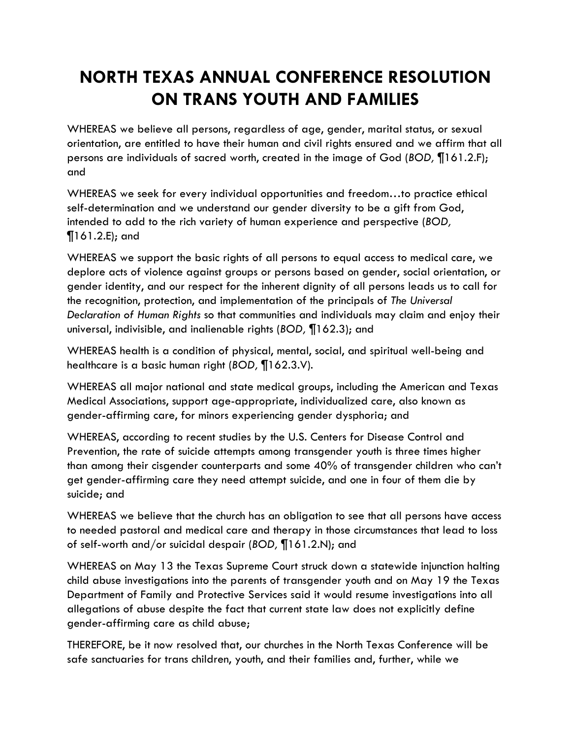# NORTH TEXAS ANNUAL CONFERENCE RESOLUTION ON TRANS YOUTH AND FAMILIES

WHEREAS we believe all persons, regardless of age, gender, marital status, or sexual orientation, are entitled to have their human and civil rights ensured and we affirm that all persons are individuals of sacred worth, created in the image of God (*BOD,* ¶161.2.F); and

WHEREAS we seek for every individual opportunities and freedom…to practice ethical self-determination and we understand our gender diversity to be a gift from God, intended to add to the rich variety of human experience and perspective (*BOD,* ¶161.2.E); and

WHEREAS we support the basic rights of all persons to equal access to medical care, we deplore acts of violence against groups or persons based on gender, social orientation, or gender identity, and our respect for the inherent dignity of all persons leads us to call for the recognition, protection, and implementation of the principals of *The Universal Declaration of Human Rights* so that communities and individuals may claim and enjoy their universal, indivisible, and inalienable rights (*BOD,* ¶162.3); and

WHEREAS health is a condition of physical, mental, social, and spiritual well-being and healthcare is a basic human right (*BOD,* ¶162.3.V).

WHEREAS all major national and state medical groups, including the American and Texas Medical Associations, support age-appropriate, individualized care, also known as gender-affirming care, for minors experiencing gender dysphoria; and

WHEREAS, according to recent studies by the U.S. Centers for Disease Control and Prevention, the rate of suicide attempts among transgender youth is three times higher than among their cisgender counterparts and some 40% of transgender children who can't get gender-affirming care they need attempt suicide, and one in four of them die by suicide; and

WHEREAS we believe that the church has an obligation to see that all persons have access to needed pastoral and medical care and therapy in those circumstances that lead to loss of self-worth and/or suicidal despair (*BOD,* ¶161.2.N); and

WHEREAS on May 13 the Texas Supreme Court struck down a statewide injunction halting child abuse investigations into the parents of transgender youth and on May 19 the Texas Department of Family and Protective Services said it would resume investigations into all allegations of abuse despite the fact that current state law does not explicitly define gender-affirming care as child abuse;

THEREFORE, be it now resolved that, our churches in the North Texas Conference will be safe sanctuaries for trans children, youth, and their families and, further, while we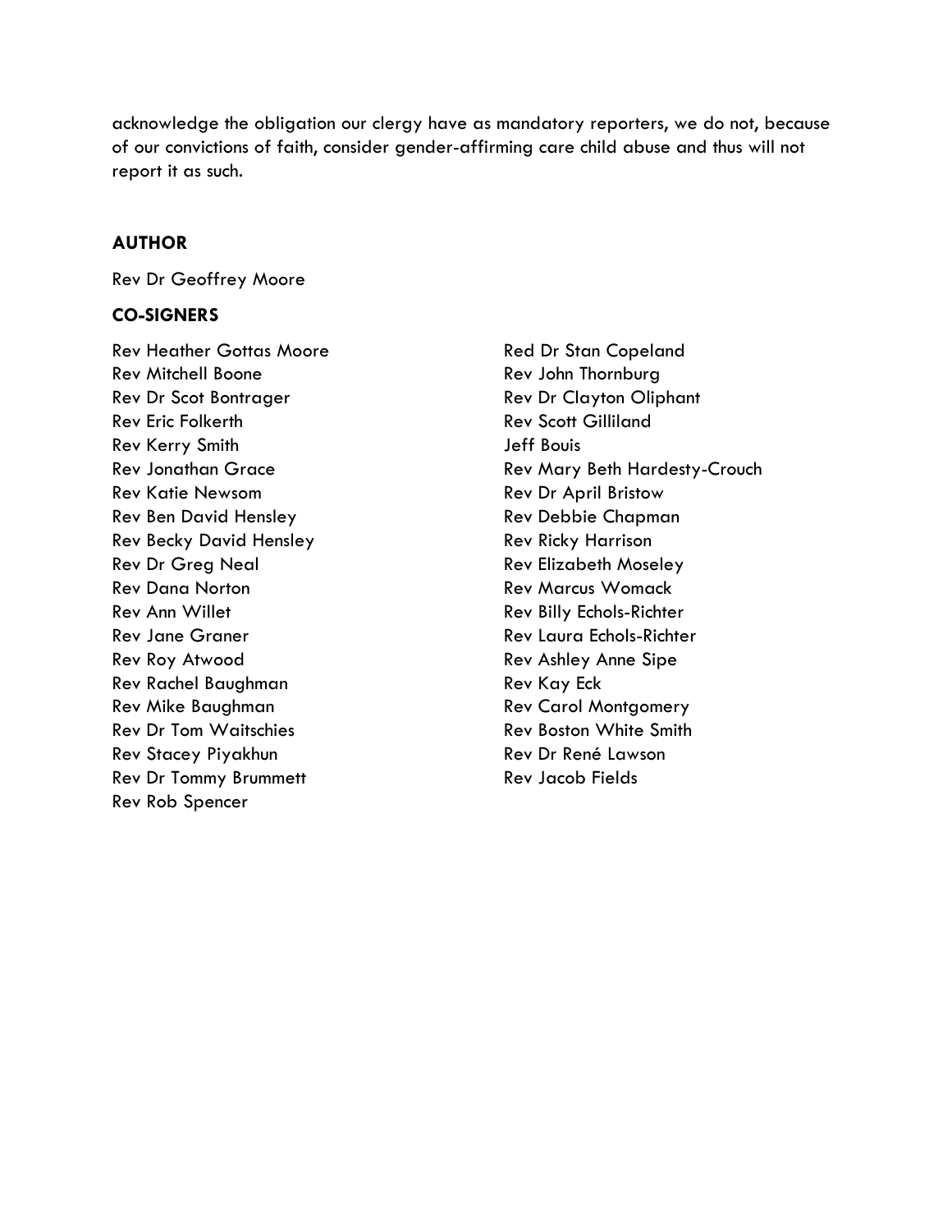acknowledge the obligation our clergy have as mandatory reporters, we do not, because of our convictions of faith, consider gender-affirming care child abuse and thus will not report it as such.

**AUTHOR**

Rev Dr Geoffrey Moore

**CO-SIGNERS**

Rev Heather Gottas Moore
Rev Mitchell Boone
Rev Dr Scot Bontrager
Rev Eric Folkerth
Rev Kerry Smith
Rev Jonathan Grace
Rev Katie Newsom
Rev Ben David Hensley
Rev Becky David Hensley
Rev Dr Greg Neal
Rev Dana Norton
Rev Ann Willet
Rev Jane Graner
Rev Roy Atwood
Rev Rachel Baughman
Rev Mike Baughman
Rev Dr Tom Waitschies
Rev Stacey Piyakhun
Rev Dr Tommy Brummett
Rev Rob Spencer
Red Dr Stan Copeland
Rev John Thornburg
Rev Dr Clayton Oliphant
Rev Scott Gilliland
Jeff Bouis
Rev Mary Beth Hardesty-Crouch
Rev Dr April Bristow
Rev Debbie Chapman
Rev Ricky Harrison
Rev Elizabeth Moseley
Rev Marcus Womack
Rev Billy Echols-Richter
Rev Laura Echols-Richter
Rev Ashley Anne Sipe
Rev Kay Eck
Rev Carol Montgomery
Rev Boston White Smith
Rev Dr René Lawson
Rev Jacob Fields